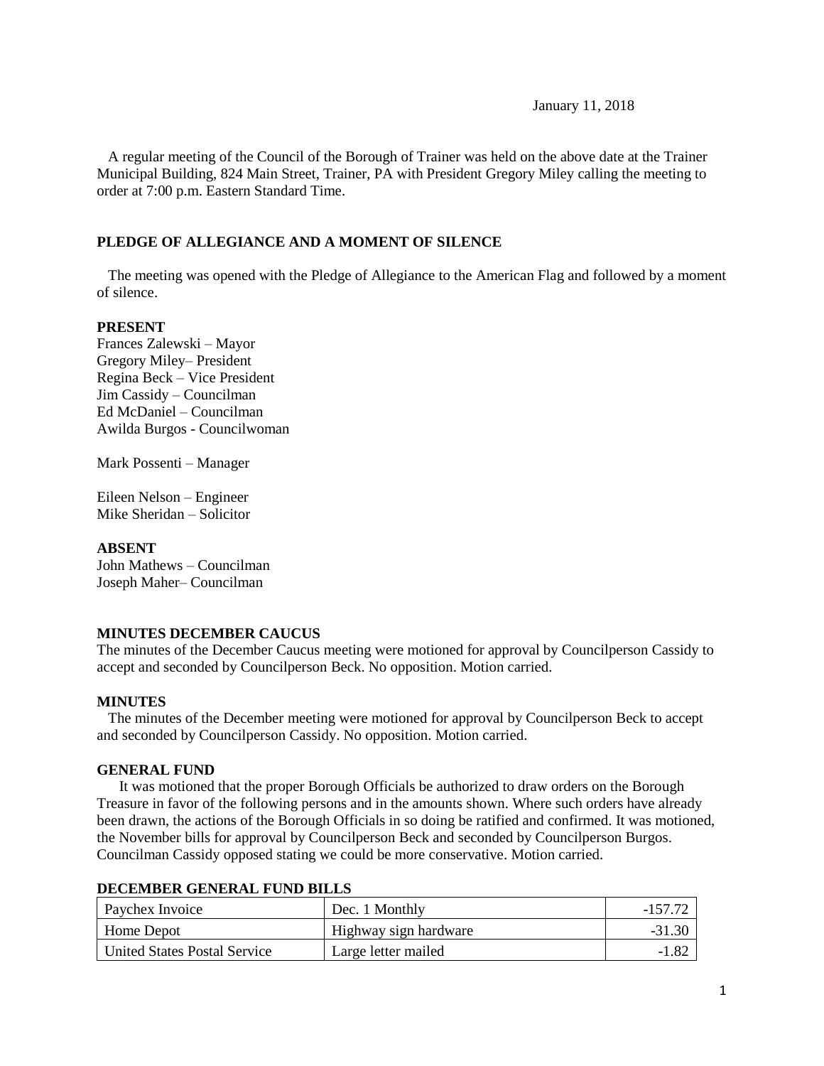January 11, 2018

A regular meeting of the Council of the Borough of Trainer was held on the above date at the Trainer Municipal Building, 824 Main Street, Trainer, PA with President Gregory Miley calling the meeting to order at 7:00 p.m. Eastern Standard Time.

**PLEDGE OF ALLEGIANCE AND A MOMENT OF SILENCE**

The meeting was opened with the Pledge of Allegiance to the American Flag and followed by a moment of silence.

**PRESENT**

Frances Zalewski – Mayor
Gregory Miley– President
Regina Beck – Vice President
Jim Cassidy – Councilman
Ed McDaniel – Councilman
Awilda Burgos - Councilwoman

Mark Possenti – Manager

Eileen Nelson – Engineer
Mike Sheridan – Solicitor

**ABSENT**

John Mathews – Councilman
Joseph Maher– Councilman

**MINUTES DECEMBER CAUCUS**

The minutes of the December Caucus meeting were motioned for approval by Councilperson Cassidy to accept and seconded by Councilperson Beck. No opposition. Motion carried.

**MINUTES**

The minutes of the December meeting were motioned for approval by Councilperson Beck to accept and seconded by Councilperson Cassidy. No opposition. Motion carried.

**GENERAL FUND**

It was motioned that the proper Borough Officials be authorized to draw orders on the Borough Treasure in favor of the following persons and in the amounts shown. Where such orders have already been drawn, the actions of the Borough Officials in so doing be ratified and confirmed. It was motioned, the November bills for approval by Councilperson Beck and seconded by Councilperson Burgos. Councilman Cassidy opposed stating we could be more conservative. Motion carried.

**DECEMBER GENERAL FUND BILLS**

| Paychex Invoice | Dec. 1 Monthly | -157.72 |
|---|---|---|
| Home Depot | Highway sign hardware | -31.30 |
| United States Postal Service | Large letter mailed | -1.82 |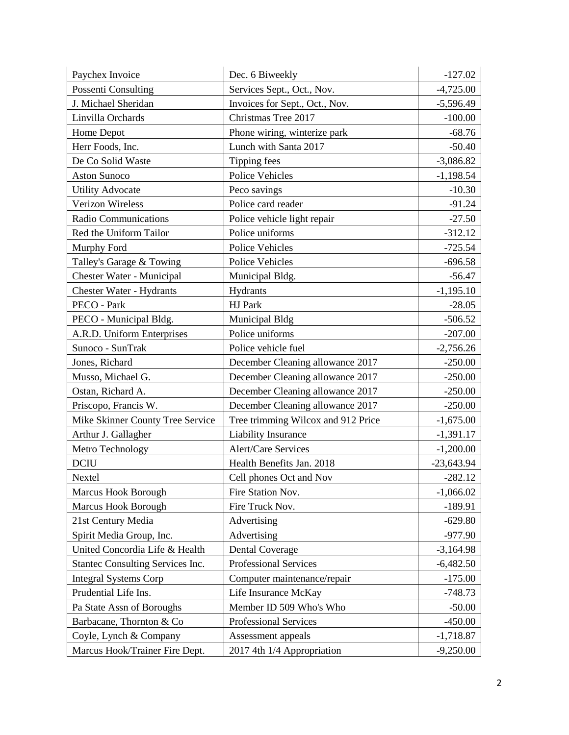| | | |
|---|---|---|
| Paychex Invoice | Dec. 6 Biweekly | -127.02 |
| Possenti Consulting | Services Sept., Oct., Nov. | -4,725.00 |
| J. Michael Sheridan | Invoices for Sept., Oct., Nov. | -5,596.49 |
| Linvilla Orchards | Christmas Tree 2017 | -100.00 |
| Home Depot | Phone wiring, winterize park | -68.76 |
| Herr Foods, Inc. | Lunch with Santa 2017 | -50.40 |
| De Co Solid Waste | Tipping fees | -3,086.82 |
| Aston Sunoco | Police Vehicles | -1,198.54 |
| Utility Advocate | Peco savings | -10.30 |
| Verizon Wireless | Police card reader | -91.24 |
| Radio Communications | Police vehicle light repair | -27.50 |
| Red the Uniform Tailor | Police uniforms | -312.12 |
| Murphy Ford | Police Vehicles | -725.54 |
| Talley's Garage & Towing | Police Vehicles | -696.58 |
| Chester Water - Municipal | Municipal Bldg. | -56.47 |
| Chester Water - Hydrants | Hydrants | -1,195.10 |
| PECO - Park | HJ Park | -28.05 |
| PECO - Municipal Bldg. | Municipal Bldg | -506.52 |
| A.R.D. Uniform Enterprises | Police uniforms | -207.00 |
| Sunoco - SunTrak | Police vehicle fuel | -2,756.26 |
| Jones, Richard | December Cleaning allowance 2017 | -250.00 |
| Musso, Michael G. | December Cleaning allowance 2017 | -250.00 |
| Ostan, Richard A. | December Cleaning allowance 2017 | -250.00 |
| Priscopo, Francis W. | December Cleaning allowance 2017 | -250.00 |
| Mike Skinner County Tree Service | Tree trimming Wilcox and 912 Price | -1,675.00 |
| Arthur J. Gallagher | Liability Insurance | -1,391.17 |
| Metro Technology | Alert/Care Services | -1,200.00 |
| DCIU | Health Benefits Jan. 2018 | -23,643.94 |
| Nextel | Cell phones Oct and Nov | -282.12 |
| Marcus Hook Borough | Fire Station Nov. | -1,066.02 |
| Marcus Hook Borough | Fire Truck Nov. | -189.91 |
| 21st Century Media | Advertising | -629.80 |
| Spirit Media Group, Inc. | Advertising | -977.90 |
| United Concordia Life & Health | Dental Coverage | -3,164.98 |
| Stantec Consulting Services Inc. | Professional Services | -6,482.50 |
| Integral Systems Corp | Computer maintenance/repair | -175.00 |
| Prudential Life Ins. | Life Insurance McKay | -748.73 |
| Pa State Assn of Boroughs | Member ID 509 Who's Who | -50.00 |
| Barbacane, Thornton & Co | Professional Services | -450.00 |
| Coyle, Lynch & Company | Assessment appeals | -1,718.87 |
| Marcus Hook/Trainer Fire Dept. | 2017 4th 1/4 Appropriation | -9,250.00 |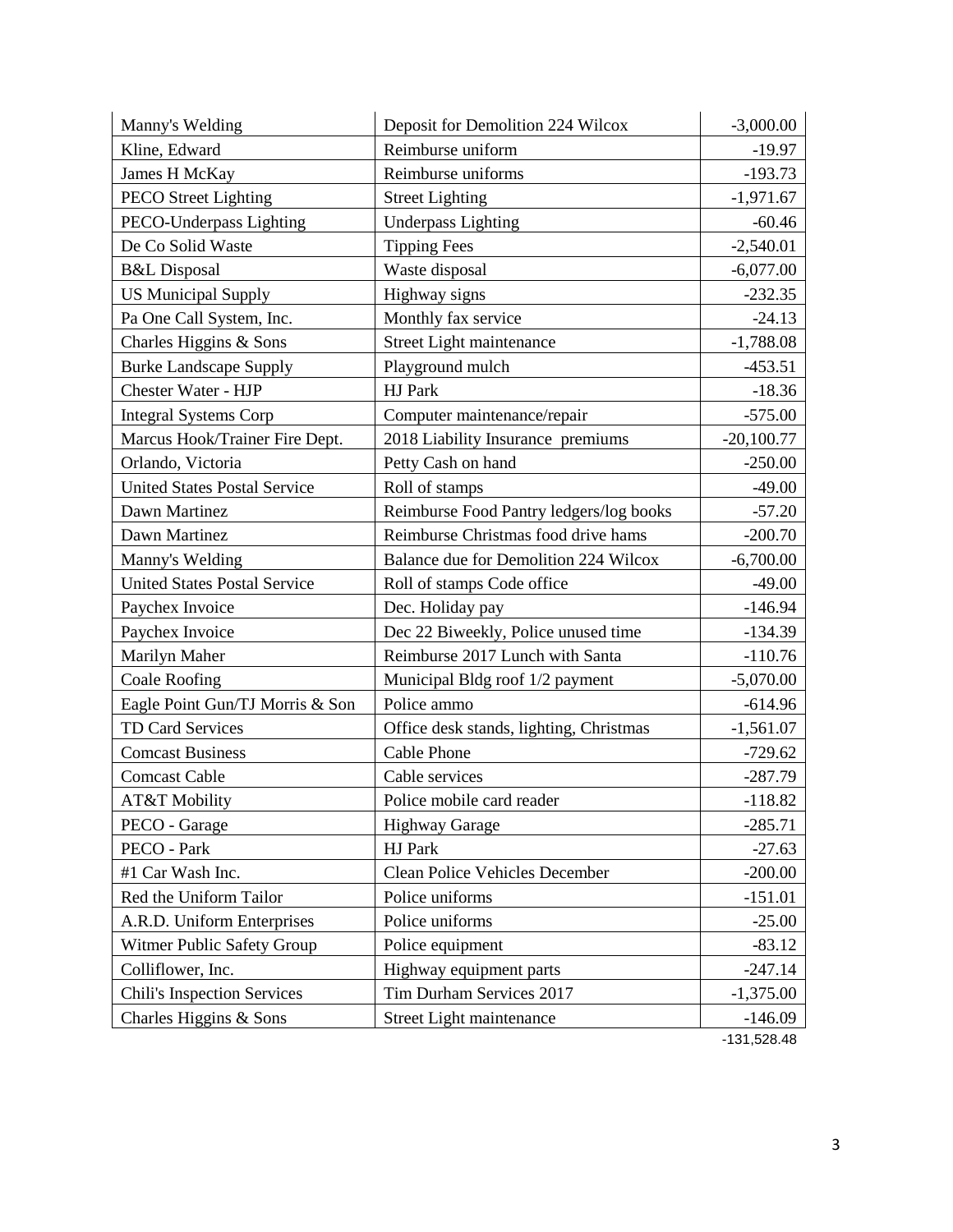| Manny's Welding | Deposit for Demolition 224 Wilcox | -3,000.00 |
|---|---|---|
| Kline, Edward | Reimburse uniform | -19.97 |
| James H McKay | Reimburse uniforms | -193.73 |
| PECO Street Lighting | Street Lighting | -1,971.67 |
| PECO-Underpass Lighting | Underpass Lighting | -60.46 |
| De Co Solid Waste | Tipping Fees | -2,540.01 |
| B&L Disposal | Waste disposal | -6,077.00 |
| US Municipal Supply | Highway signs | -232.35 |
| Pa One Call System, Inc. | Monthly fax service | -24.13 |
| Charles Higgins & Sons | Street Light maintenance | -1,788.08 |
| Burke Landscape Supply | Playground mulch | -453.51 |
| Chester Water - HJP | HJ Park | -18.36 |
| Integral Systems Corp | Computer maintenance/repair | -575.00 |
| Marcus Hook/Trainer Fire Dept. | 2018 Liability Insurance premiums | -20,100.77 |
| Orlando, Victoria | Petty Cash on hand | -250.00 |
| United States Postal Service | Roll of stamps | -49.00 |
| Dawn Martinez | Reimburse Food Pantry ledgers/log books | -57.20 |
| Dawn Martinez | Reimburse Christmas food drive hams | -200.70 |
| Manny's Welding | Balance due for Demolition 224 Wilcox | -6,700.00 |
| United States Postal Service | Roll of stamps Code office | -49.00 |
| Paychex Invoice | Dec. Holiday pay | -146.94 |
| Paychex Invoice | Dec 22 Biweekly, Police unused time | -134.39 |
| Marilyn Maher | Reimburse 2017 Lunch with Santa | -110.76 |
| Coale Roofing | Municipal Bldg roof 1/2 payment | -5,070.00 |
| Eagle Point Gun/TJ Morris & Son | Police ammo | -614.96 |
| TD Card Services | Office desk stands, lighting, Christmas | -1,561.07 |
| Comcast Business | Cable Phone | -729.62 |
| Comcast Cable | Cable services | -287.79 |
| AT&T Mobility | Police mobile card reader | -118.82 |
| PECO - Garage | Highway Garage | -285.71 |
| PECO - Park | HJ Park | -27.63 |
| #1 Car Wash Inc. | Clean Police Vehicles December | -200.00 |
| Red the Uniform Tailor | Police uniforms | -151.01 |
| A.R.D. Uniform Enterprises | Police uniforms | -25.00 |
| Witmer Public Safety Group | Police equipment | -83.12 |
| Colliflower, Inc. | Highway equipment parts | -247.14 |
| Chili's Inspection Services | Tim Durham Services 2017 | -1,375.00 |
| Charles Higgins & Sons | Street Light maintenance | -146.09 |
| | | -131,528.48 |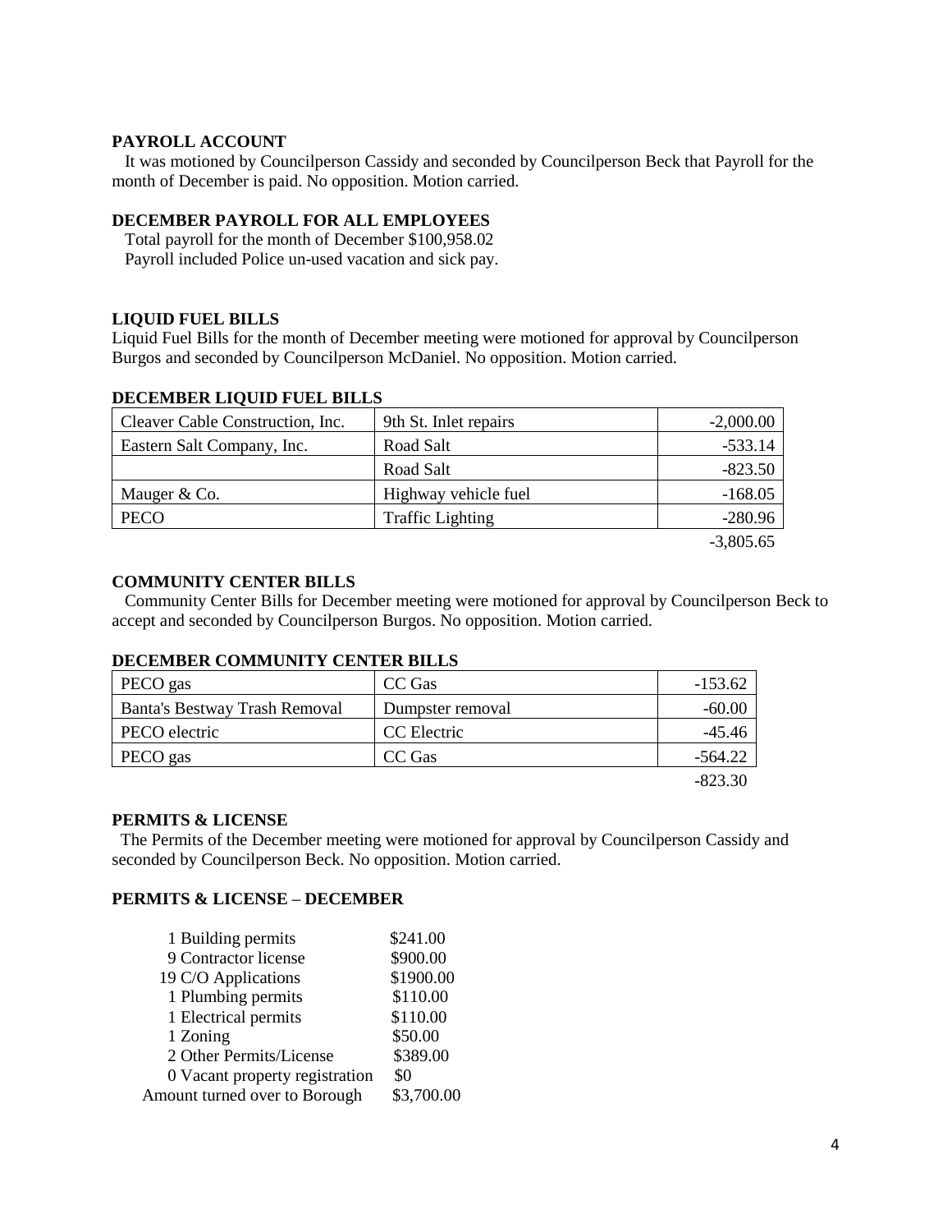**PAYROLL ACCOUNT**

It was motioned by Councilperson Cassidy and seconded by Councilperson Beck that Payroll for the month of December is paid. No opposition. Motion carried.

**DECEMBER PAYROLL FOR ALL EMPLOYEES**

Total payroll for the month of December $100,958.02
Payroll included Police un-used vacation and sick pay.

**LIQUID FUEL BILLS**

Liquid Fuel Bills for the month of December meeting were motioned for approval by Councilperson Burgos and seconded by Councilperson McDaniel. No opposition. Motion carried.

**DECEMBER LIQUID FUEL BILLS**

| | | |
|---|---|---|
| Cleaver Cable Construction, Inc. | 9th St. Inlet repairs | -2,000.00 |
| Eastern Salt Company, Inc. | Road Salt | -533.14 |
| | Road Salt | -823.50 |
| Mauger & Co. | Highway vehicle fuel | -168.05 |
| PECO | Traffic Lighting | -280.96 |
| | | -3,805.65 |

**COMMUNITY CENTER BILLS**

Community Center Bills for December meeting were motioned for approval by Councilperson Beck to accept and seconded by Councilperson Burgos. No opposition. Motion carried.

**DECEMBER COMMUNITY CENTER BILLS**

| | | |
|---|---|---|
| PECO gas | CC Gas | -153.62 |
| Banta's Bestway Trash Removal | Dumpster removal | -60.00 |
| PECO electric | CC Electric | -45.46 |
| PECO gas | CC Gas | -564.22 |
| | | -823.30 |

**PERMITS & LICENSE**

The Permits of the December meeting were motioned for approval by Councilperson Cassidy and seconded by Councilperson Beck. No opposition. Motion carried.

**PERMITS & LICENSE – DECEMBER**

| | |
|---|---|
| 1 Building permits | $241.00 |
| 9 Contractor license | $900.00 |
| 19 C/O Applications | $1900.00 |
| 1 Plumbing permits | $110.00 |
| 1 Electrical permits | $110.00 |
| 1 Zoning | $50.00 |
| 2 Other Permits/License | $389.00 |
| 0 Vacant property registration | $0 |
| Amount turned over to Borough | $3,700.00 |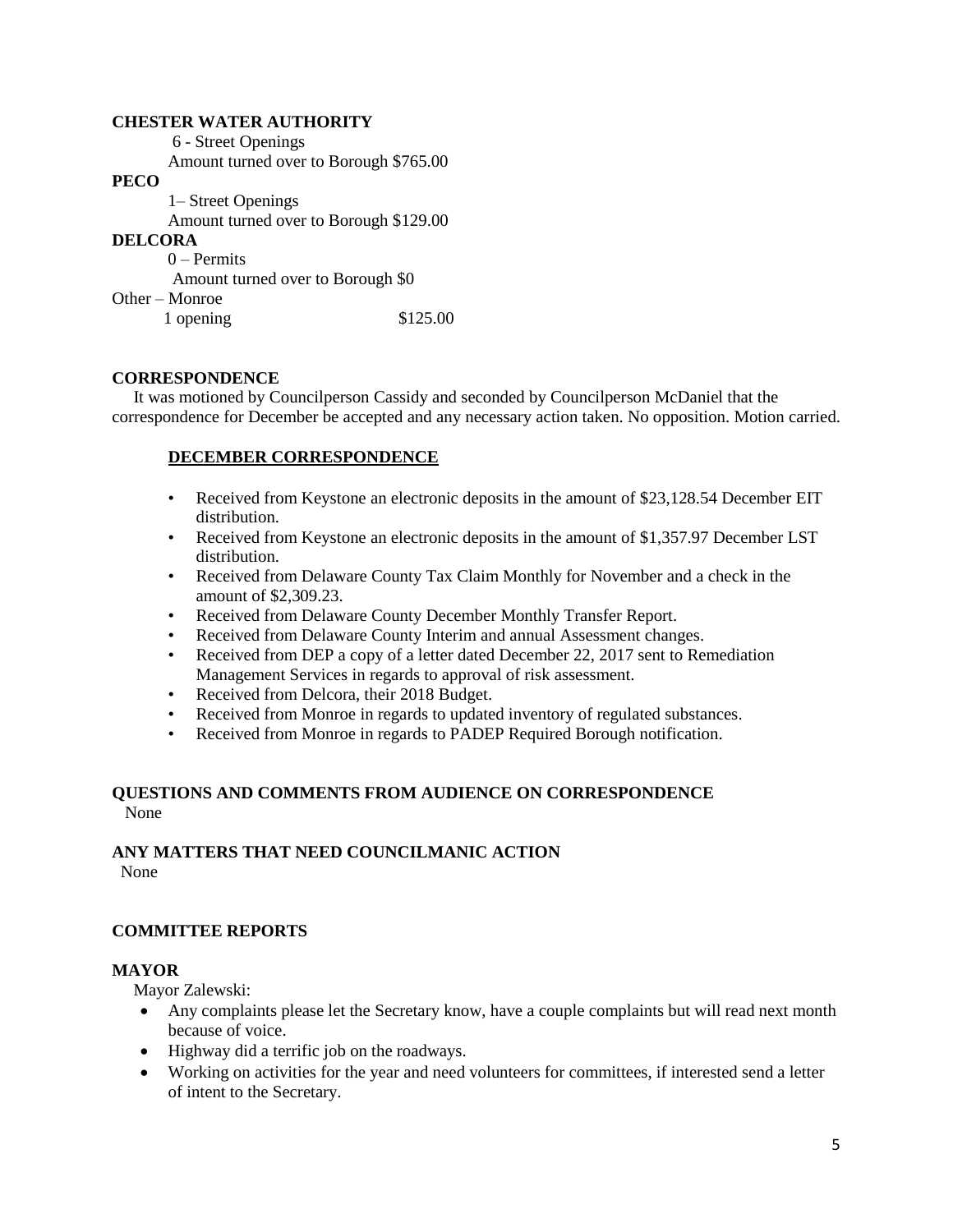**CHESTER WATER AUTHORITY**

6 - Street Openings

Amount turned over to Borough $765.00

**PECO**

1– Street Openings

Amount turned over to Borough $129.00

**DELCORA**

0 – Permits

Amount turned over to Borough $0

Other – Monroe

1 opening $125.00

**CORRESPONDENCE**

It was motioned by Councilperson Cassidy and seconded by Councilperson McDaniel that the correspondence for December be accepted and any necessary action taken. No opposition. Motion carried.

**DECEMBER CORRESPONDENCE**

- Received from Keystone an electronic deposits in the amount of $23,128.54 December EIT distribution.
- Received from Keystone an electronic deposits in the amount of $1,357.97 December LST distribution.
- Received from Delaware County Tax Claim Monthly for November and a check in the amount of $2,309.23.
- Received from Delaware County December Monthly Transfer Report.
- Received from Delaware County Interim and annual Assessment changes.
- Received from DEP a copy of a letter dated December 22, 2017 sent to Remediation Management Services in regards to approval of risk assessment.
- Received from Delcora, their 2018 Budget.
- Received from Monroe in regards to updated inventory of regulated substances.
- Received from Monroe in regards to PADEP Required Borough notification.

**QUESTIONS AND COMMENTS FROM AUDIENCE ON CORRESPONDENCE**

None

**ANY MATTERS THAT NEED COUNCILMANIC ACTION**

None

**COMMITTEE REPORTS**

**MAYOR**

Mayor Zalewski:

- Any complaints please let the Secretary know, have a couple complaints but will read next month because of voice.
- Highway did a terrific job on the roadways.
- Working on activities for the year and need volunteers for committees, if interested send a letter of intent to the Secretary.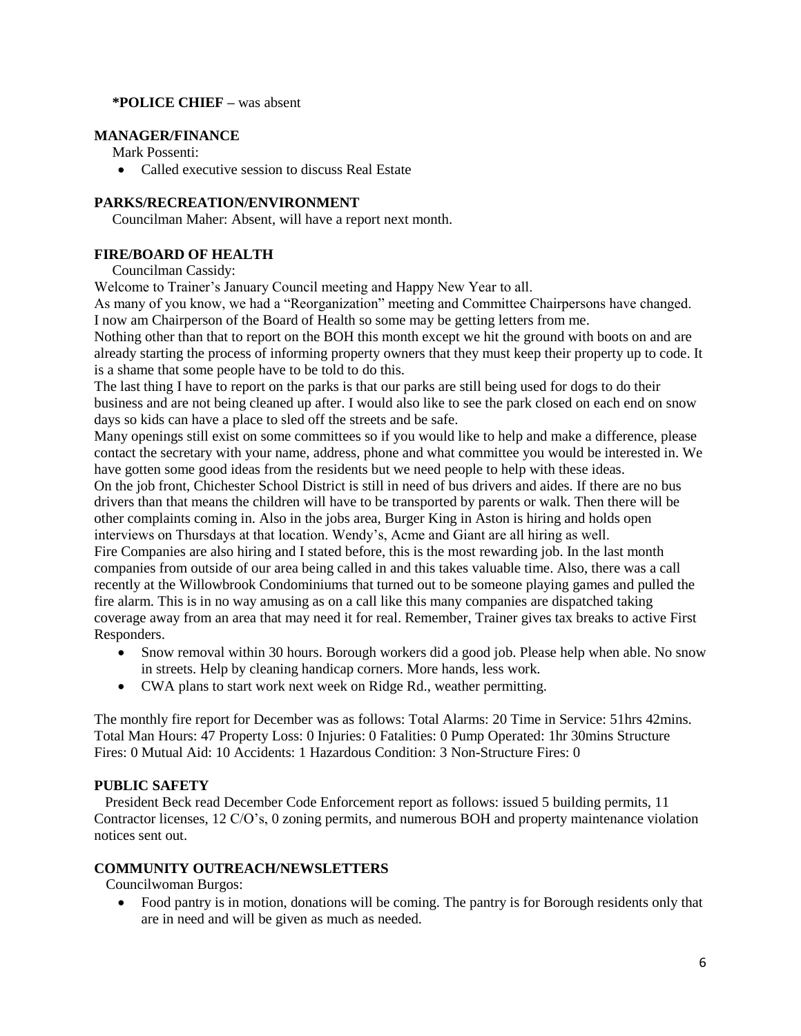**\*POLICE CHIEF –** was absent

**MANAGER/FINANCE**

Mark Possenti:

- Called executive session to discuss Real Estate

**PARKS/RECREATION/ENVIRONMENT**

Councilman Maher: Absent, will have a report next month.

**FIRE/BOARD OF HEALTH**

Councilman Cassidy:

Welcome to Trainer's January Council meeting and Happy New Year to all.

As many of you know, we had a "Reorganization" meeting and Committee Chairpersons have changed. I now am Chairperson of the Board of Health so some may be getting letters from me.

Nothing other than that to report on the BOH this month except we hit the ground with boots on and are already starting the process of informing property owners that they must keep their property up to code. It is a shame that some people have to be told to do this.

The last thing I have to report on the parks is that our parks are still being used for dogs to do their business and are not being cleaned up after. I would also like to see the park closed on each end on snow days so kids can have a place to sled off the streets and be safe.

Many openings still exist on some committees so if you would like to help and make a difference, please contact the secretary with your name, address, phone and what committee you would be interested in. We have gotten some good ideas from the residents but we need people to help with these ideas.

On the job front, Chichester School District is still in need of bus drivers and aides. If there are no bus drivers than that means the children will have to be transported by parents or walk. Then there will be other complaints coming in. Also in the jobs area, Burger King in Aston is hiring and holds open interviews on Thursdays at that location. Wendy's, Acme and Giant are all hiring as well.

Fire Companies are also hiring and I stated before, this is the most rewarding job. In the last month companies from outside of our area being called in and this takes valuable time. Also, there was a call recently at the Willowbrook Condominiums that turned out to be someone playing games and pulled the fire alarm. This is in no way amusing as on a call like this many companies are dispatched taking coverage away from an area that may need it for real. Remember, Trainer gives tax breaks to active First Responders.

- Snow removal within 30 hours. Borough workers did a good job. Please help when able. No snow in streets. Help by cleaning handicap corners. More hands, less work.
- CWA plans to start work next week on Ridge Rd., weather permitting.

The monthly fire report for December was as follows: Total Alarms: 20 Time in Service: 51hrs 42mins. Total Man Hours: 47 Property Loss: 0 Injuries: 0 Fatalities: 0 Pump Operated: 1hr 30mins Structure Fires: 0 Mutual Aid: 10 Accidents: 1 Hazardous Condition: 3 Non-Structure Fires: 0

**PUBLIC SAFETY**

President Beck read December Code Enforcement report as follows: issued 5 building permits, 11 Contractor licenses, 12 C/O's, 0 zoning permits, and numerous BOH and property maintenance violation notices sent out.

**COMMUNITY OUTREACH/NEWSLETTERS**

Councilwoman Burgos:

- Food pantry is in motion, donations will be coming. The pantry is for Borough residents only that are in need and will be given as much as needed.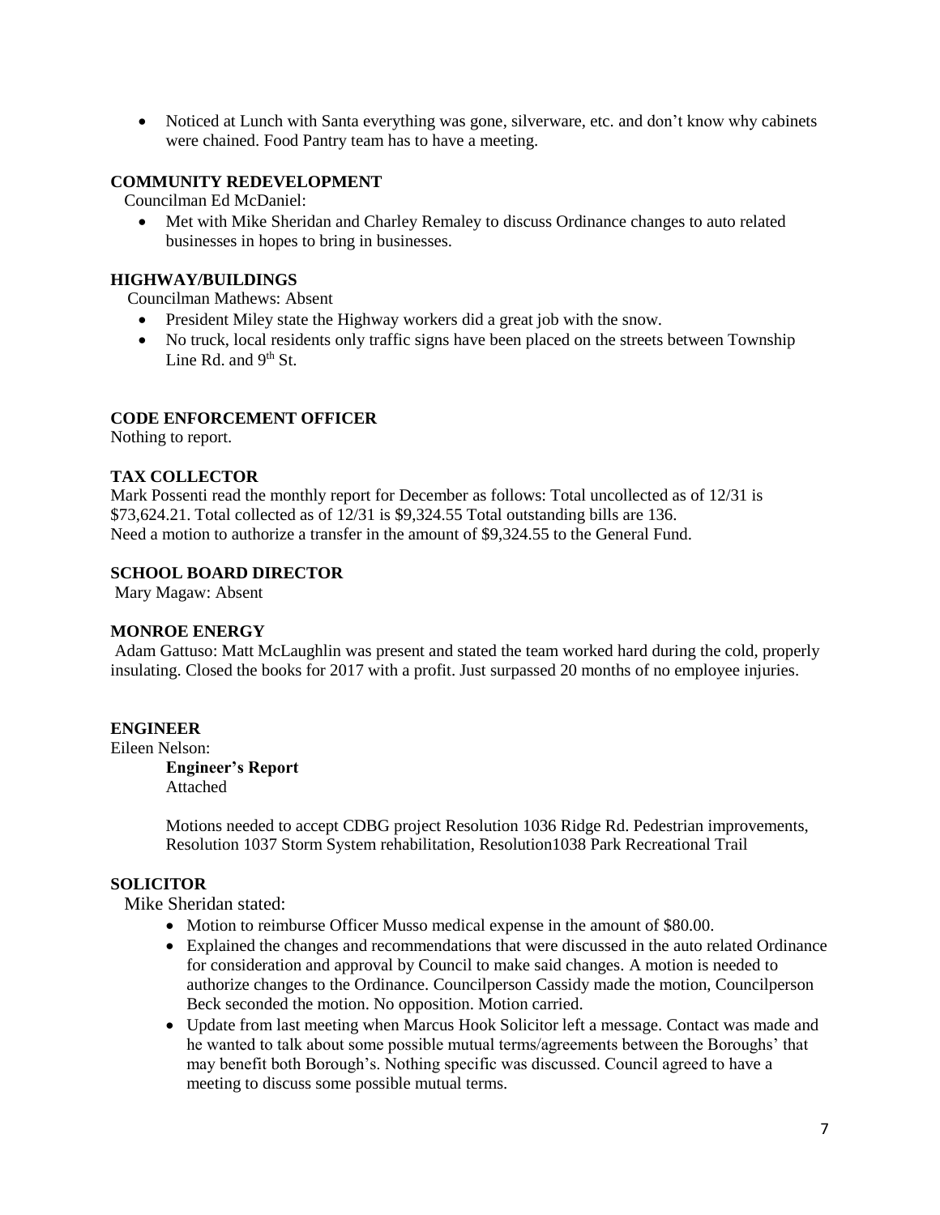- Noticed at Lunch with Santa everything was gone, silverware, etc. and don't know why cabinets were chained. Food Pantry team has to have a meeting.

**COMMUNITY REDEVELOPMENT**

Councilman Ed McDaniel:

- Met with Mike Sheridan and Charley Remaley to discuss Ordinance changes to auto related businesses in hopes to bring in businesses.

**HIGHWAY/BUILDINGS**

Councilman Mathews: Absent

- President Miley state the Highway workers did a great job with the snow.
- No truck, local residents only traffic signs have been placed on the streets between Township Line Rd. and 9th St.

**CODE ENFORCEMENT OFFICER**

Nothing to report.

**TAX COLLECTOR**

Mark Possenti read the monthly report for December as follows: Total uncollected as of 12/31 is $73,624.21. Total collected as of 12/31 is $9,324.55 Total outstanding bills are 136.
Need a motion to authorize a transfer in the amount of $9,324.55 to the General Fund.

**SCHOOL BOARD DIRECTOR**

Mary Magaw: Absent

**MONROE ENERGY**

Adam Gattuso: Matt McLaughlin was present and stated the team worked hard during the cold, properly insulating. Closed the books for 2017 with a profit. Just surpassed 20 months of no employee injuries.

**ENGINEER**

Eileen Nelson:

**Engineer's Report**
Attached

Motions needed to accept CDBG project Resolution 1036 Ridge Rd. Pedestrian improvements, Resolution 1037 Storm System rehabilitation, Resolution1038 Park Recreational Trail

**SOLICITOR**

Mike Sheridan stated:

- Motion to reimburse Officer Musso medical expense in the amount of $80.00.
- Explained the changes and recommendations that were discussed in the auto related Ordinance for consideration and approval by Council to make said changes. A motion is needed to authorize changes to the Ordinance. Councilperson Cassidy made the motion, Councilperson Beck seconded the motion. No opposition. Motion carried.
- Update from last meeting when Marcus Hook Solicitor left a message. Contact was made and he wanted to talk about some possible mutual terms/agreements between the Boroughs' that may benefit both Borough's. Nothing specific was discussed. Council agreed to have a meeting to discuss some possible mutual terms.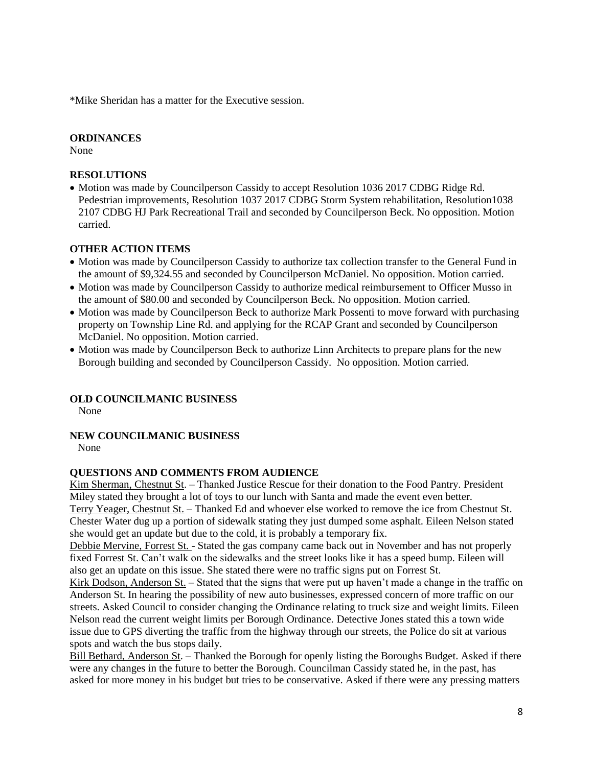*Mike Sheridan has a matter for the Executive session.

**ORDINANCES**

None

**RESOLUTIONS**

- Motion was made by Councilperson Cassidy to accept Resolution 1036 2017 CDBG Ridge Rd. Pedestrian improvements, Resolution 1037 2017 CDBG Storm System rehabilitation, Resolution1038 2107 CDBG HJ Park Recreational Trail and seconded by Councilperson Beck. No opposition. Motion carried.

**OTHER ACTION ITEMS**

- Motion was made by Councilperson Cassidy to authorize tax collection transfer to the General Fund in the amount of $9,324.55 and seconded by Councilperson McDaniel. No opposition. Motion carried.
- Motion was made by Councilperson Cassidy to authorize medical reimbursement to Officer Musso in the amount of $80.00 and seconded by Councilperson Beck. No opposition. Motion carried.
- Motion was made by Councilperson Beck to authorize Mark Possenti to move forward with purchasing property on Township Line Rd. and applying for the RCAP Grant and seconded by Councilperson McDaniel. No opposition. Motion carried.
- Motion was made by Councilperson Beck to authorize Linn Architects to prepare plans for the new Borough building and seconded by Councilperson Cassidy. No opposition. Motion carried.

**OLD COUNCILMANIC BUSINESS**

None

**NEW COUNCILMANIC BUSINESS**

None

**QUESTIONS AND COMMENTS FROM AUDIENCE**

Kim Sherman, Chestnut St. – Thanked Justice Rescue for their donation to the Food Pantry. President Miley stated they brought a lot of toys to our lunch with Santa and made the event even better.

Terry Yeager, Chestnut St. – Thanked Ed and whoever else worked to remove the ice from Chestnut St. Chester Water dug up a portion of sidewalk stating they just dumped some asphalt. Eileen Nelson stated she would get an update but due to the cold, it is probably a temporary fix.

Debbie Mervine, Forrest St. - Stated the gas company came back out in November and has not properly fixed Forrest St. Can't walk on the sidewalks and the street looks like it has a speed bump. Eileen will also get an update on this issue. She stated there were no traffic signs put on Forrest St.

Kirk Dodson, Anderson St. – Stated that the signs that were put up haven't made a change in the traffic on Anderson St. In hearing the possibility of new auto businesses, expressed concern of more traffic on our streets. Asked Council to consider changing the Ordinance relating to truck size and weight limits. Eileen Nelson read the current weight limits per Borough Ordinance. Detective Jones stated this a town wide issue due to GPS diverting the traffic from the highway through our streets, the Police do sit at various spots and watch the bus stops daily.

Bill Bethard, Anderson St. – Thanked the Borough for openly listing the Boroughs Budget. Asked if there were any changes in the future to better the Borough. Councilman Cassidy stated he, in the past, has asked for more money in his budget but tries to be conservative. Asked if there were any pressing matters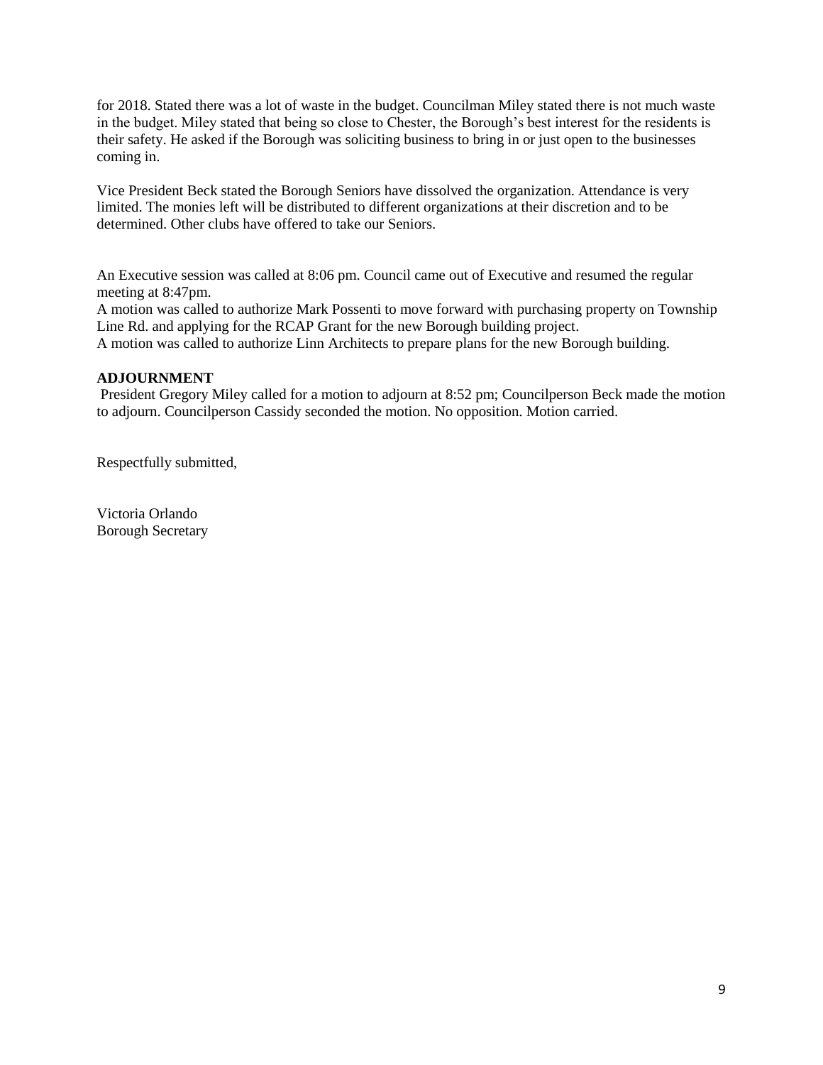for 2018. Stated there was a lot of waste in the budget. Councilman Miley stated there is not much waste in the budget. Miley stated that being so close to Chester, the Borough's best interest for the residents is their safety. He asked if the Borough was soliciting business to bring in or just open to the businesses coming in.

Vice President Beck stated the Borough Seniors have dissolved the organization. Attendance is very limited. The monies left will be distributed to different organizations at their discretion and to be determined. Other clubs have offered to take our Seniors.

An Executive session was called at 8:06 pm. Council came out of Executive and resumed the regular meeting at 8:47pm.

A motion was called to authorize Mark Possenti to move forward with purchasing property on Township Line Rd. and applying for the RCAP Grant for the new Borough building project.

A motion was called to authorize Linn Architects to prepare plans for the new Borough building.

**ADJOURNMENT**

President Gregory Miley called for a motion to adjourn at 8:52 pm; Councilperson Beck made the motion to adjourn. Councilperson Cassidy seconded the motion. No opposition. Motion carried.

Respectfully submitted,

Victoria Orlando
Borough Secretary